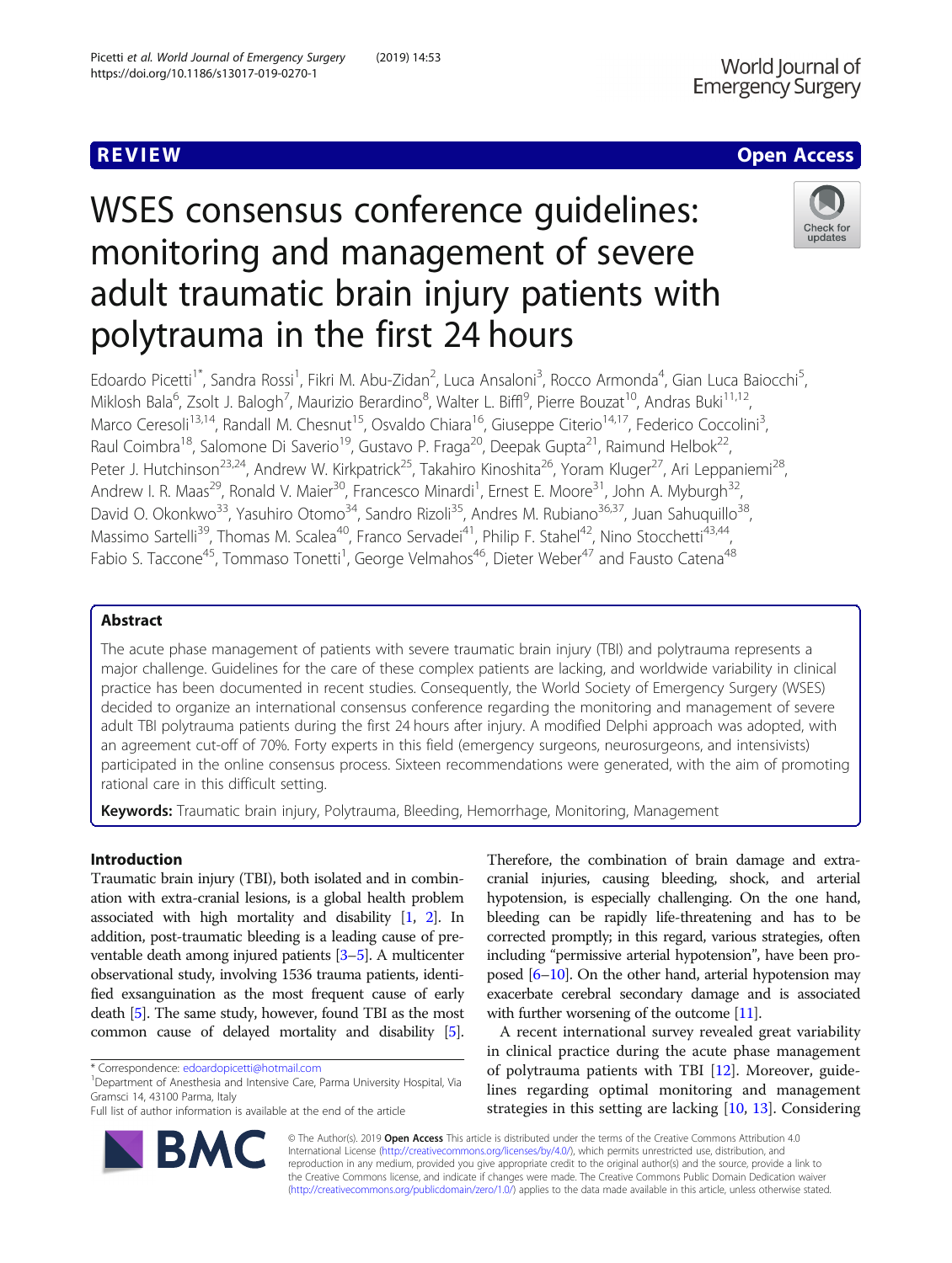REVIEW

Open Access

# WSES consensus conference guidelines: monitoring and management of severe adult traumatic brain injury patients with polytrauma in the first 24 hours

Edoardo Picetti[1*], Sandra Rossi[1], Fikri M. Abu-Zidan[2], Luca Ansaloni[3], Rocco Armonda[4], Gian Luca Baiocchi[5], Miklosh Bala[6], Zsolt J. Balogh[7], Maurizio Berardino[8], Walter L. Biffl[9], Pierre Bouzat[10], Andras Buki[11,12], Marco Ceresoli[13,14], Randall M. Chesnut[15], Osvaldo Chiara[16], Giuseppe Citerio[14,17], Federico Coccolini[3], Raul Coimbra[18], Salomone Di Saverio[19], Gustavo P. Fraga[20], Deepak Gupta[21], Raimund Helbok[22], Peter J. Hutchinson[23,24], Andrew W. Kirkpatrick[25], Takahiro Kinoshita[26], Yoram Kluger[27], Ari Leppaniemi[28], Andrew I. R. Maas[29], Ronald V. Maier[30], Francesco Minardi[1], Ernest E. Moore[31], John A. Myburgh[32], David O. Okonkwo[33], Yasuhiro Otomo[34], Sandro Rizoli[35], Andres M. Rubiano[36,37], Juan Sahuquillo[38], Massimo Sartelli[39], Thomas M. Scalea[40], Franco Servadei[41], Philip F. Stahel[42], Nino Stocchetti[43,44], Fabio S. Taccone[45], Tommaso Tonetti[1], George Velmahos[46], Dieter Weber[47] and Fausto Catena[48]

## Abstract

The acute phase management of patients with severe traumatic brain injury (TBI) and polytrauma represents a major challenge. Guidelines for the care of these complex patients are lacking, and worldwide variability in clinical practice has been documented in recent studies. Consequently, the World Society of Emergency Surgery (WSES) decided to organize an international consensus conference regarding the monitoring and management of severe adult TBI polytrauma patients during the first 24 hours after injury. A modified Delphi approach was adopted, with an agreement cut-off of 70%. Forty experts in this field (emergency surgeons, neurosurgeons, and intensivists) participated in the online consensus process. Sixteen recommendations were generated, with the aim of promoting rational care in this difficult setting.

**Keywords:** Traumatic brain injury, Polytrauma, Bleeding, Hemorrhage, Monitoring, Management

## Introduction

Traumatic brain injury (TBI), both isolated and in combination with extra-cranial lesions, is a global health problem associated with high mortality and disability [1, 2]. In addition, post-traumatic bleeding is a leading cause of preventable death among injured patients [3–5]. A multicenter observational study, involving 1536 trauma patients, identified exsanguination as the most frequent cause of early death [5]. The same study, however, found TBI as the most common cause of delayed mortality and disability [5]. Therefore, the combination of brain damage and extra-cranial injuries, causing bleeding, shock, and arterial hypotension, is especially challenging. On the one hand, bleeding can be rapidly life-threatening and has to be corrected promptly; in this regard, various strategies, often including "permissive arterial hypotension", have been proposed [6–10]. On the other hand, arterial hypotension may exacerbate cerebral secondary damage and is associated with further worsening of the outcome [11].

A recent international survey revealed great variability in clinical practice during the acute phase management of polytrauma patients with TBI [12]. Moreover, guidelines regarding optimal monitoring and management strategies in this setting are lacking [10, 13]. Considering

* Correspondence: edoardopicetti@hotmail.com
[1]Department of Anesthesia and Intensive Care, Parma University Hospital, Via Gramsci 14, 43100 Parma, Italy
Full list of author information is available at the end of the article

© The Author(s). 2019 **Open Access** This article is distributed under the terms of the Creative Commons Attribution 4.0 International License (http://creativecommons.org/licenses/by/4.0/), which permits unrestricted use, distribution, and reproduction in any medium, provided you give appropriate credit to the original author(s) and the source, provide a link to the Creative Commons license, and indicate if changes were made. The Creative Commons Public Domain Dedication waiver (http://creativecommons.org/publicdomain/zero/1.0/) applies to the data made available in this article, unless otherwise stated.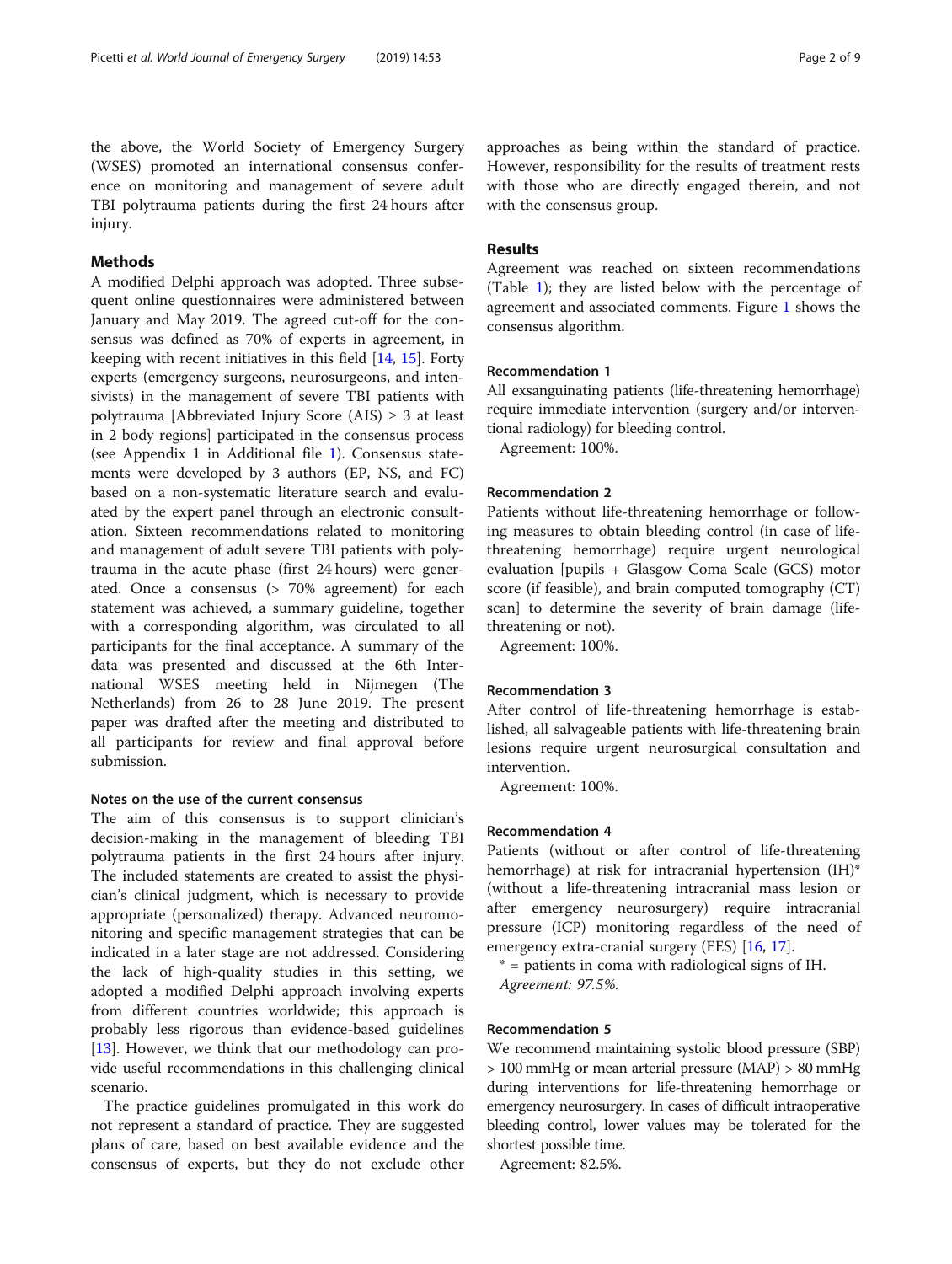the above, the World Society of Emergency Surgery (WSES) promoted an international consensus conference on monitoring and management of severe adult TBI polytrauma patients during the first 24 hours after injury.

## Methods

A modified Delphi approach was adopted. Three subsequent online questionnaires were administered between January and May 2019. The agreed cut-off for the consensus was defined as 70% of experts in agreement, in keeping with recent initiatives in this field [14, 15]. Forty experts (emergency surgeons, neurosurgeons, and intensivists) in the management of severe TBI patients with polytrauma [Abbreviated Injury Score (AIS) ≥ 3 at least in 2 body regions] participated in the consensus process (see Appendix 1 in Additional file 1). Consensus statements were developed by 3 authors (EP, NS, and FC) based on a non-systematic literature search and evaluated by the expert panel through an electronic consultation. Sixteen recommendations related to monitoring and management of adult severe TBI patients with polytrauma in the acute phase (first 24 hours) were generated. Once a consensus (> 70% agreement) for each statement was achieved, a summary guideline, together with a corresponding algorithm, was circulated to all participants for the final acceptance. A summary of the data was presented and discussed at the 6th International WSES meeting held in Nijmegen (The Netherlands) from 26 to 28 June 2019. The present paper was drafted after the meeting and distributed to all participants for review and final approval before submission.

### Notes on the use of the current consensus

The aim of this consensus is to support clinician's decision-making in the management of bleeding TBI polytrauma patients in the first 24 hours after injury. The included statements are created to assist the physician's clinical judgment, which is necessary to provide appropriate (personalized) therapy. Advanced neuromonitoring and specific management strategies that can be indicated in a later stage are not addressed. Considering the lack of high-quality studies in this setting, we adopted a modified Delphi approach involving experts from different countries worldwide; this approach is probably less rigorous than evidence-based guidelines [13]. However, we think that our methodology can provide useful recommendations in this challenging clinical scenario.

The practice guidelines promulgated in this work do not represent a standard of practice. They are suggested plans of care, based on best available evidence and the consensus of experts, but they do not exclude other approaches as being within the standard of practice. However, responsibility for the results of treatment rests with those who are directly engaged therein, and not with the consensus group.

## Results

Agreement was reached on sixteen recommendations (Table 1); they are listed below with the percentage of agreement and associated comments. Figure 1 shows the consensus algorithm.

### Recommendation 1

All exsanguinating patients (life-threatening hemorrhage) require immediate intervention (surgery and/or interventional radiology) for bleeding control.

Agreement: 100%.

### Recommendation 2

Patients without life-threatening hemorrhage or following measures to obtain bleeding control (in case of life-threatening hemorrhage) require urgent neurological evaluation [pupils + Glasgow Coma Scale (GCS) motor score (if feasible), and brain computed tomography (CT) scan] to determine the severity of brain damage (life-threatening or not).

Agreement: 100%.

### Recommendation 3

After control of life-threatening hemorrhage is established, all salvageable patients with life-threatening brain lesions require urgent neurosurgical consultation and intervention.

Agreement: 100%.

### Recommendation 4

Patients (without or after control of life-threatening hemorrhage) at risk for intracranial hypertension (IH)* (without a life-threatening intracranial mass lesion or after emergency neurosurgery) require intracranial pressure (ICP) monitoring regardless of the need of emergency extra-cranial surgery (EES) [16, 17].

* = patients in coma with radiological signs of IH.

*Agreement: 97.5%.*

### Recommendation 5

We recommend maintaining systolic blood pressure (SBP) > 100 mmHg or mean arterial pressure (MAP) > 80 mmHg during interventions for life-threatening hemorrhage or emergency neurosurgery. In cases of difficult intraoperative bleeding control, lower values may be tolerated for the shortest possible time.

Agreement: 82.5%.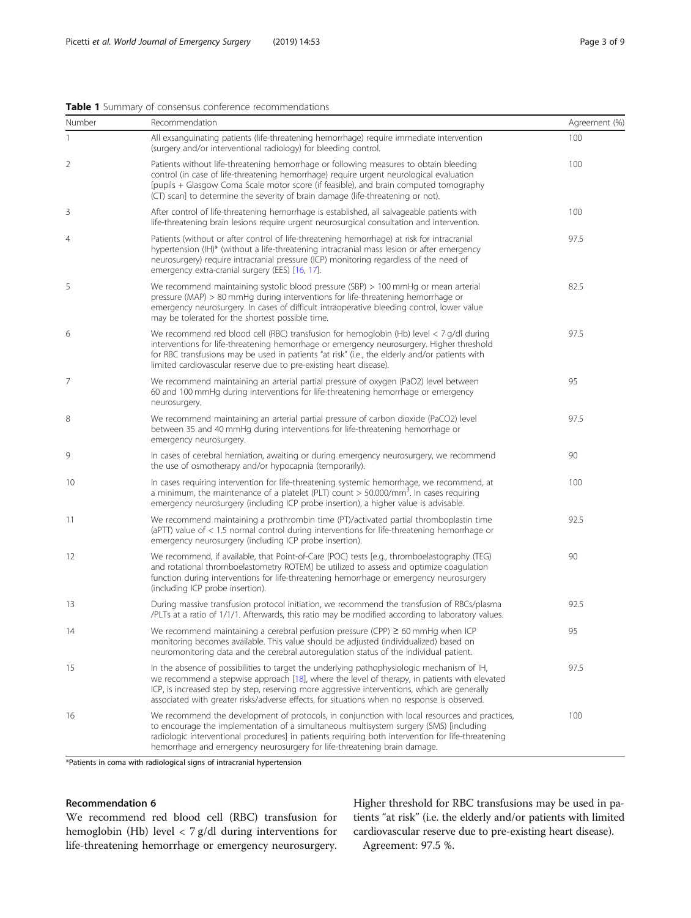**Table 1** Summary of consensus conference recommendations

| Number | Recommendation | Agreement (%) |
|---|---|---|
| 1 | All exsanguinating patients (life-threatening hemorrhage) require immediate intervention (surgery and/or interventional radiology) for bleeding control. | 100 |
| 2 | Patients without life-threatening hemorrhage or following measures to obtain bleeding control (in case of life-threatening hemorrhage) require urgent neurological evaluation [pupils + Glasgow Coma Scale motor score (if feasible), and brain computed tomography (CT) scan] to determine the severity of brain damage (life-threatening or not). | 100 |
| 3 | After control of life-threatening hemorrhage is established, all salvageable patients with life-threatening brain lesions require urgent neurosurgical consultation and intervention. | 100 |
| 4 | Patients (without or after control of life-threatening hemorrhage) at risk for intracranial hypertension (IH)* (without a life-threatening intracranial mass lesion or after emergency neurosurgery) require intracranial pressure (ICP) monitoring regardless of the need of emergency extra-cranial surgery (EES) [16, 17]. | 97.5 |
| 5 | We recommend maintaining systolic blood pressure (SBP) > 100 mmHg or mean arterial pressure (MAP) > 80 mmHg during interventions for life-threatening hemorrhage or emergency neurosurgery. In cases of difficult intraoperative bleeding control, lower value may be tolerated for the shortest possible time. | 82.5 |
| 6 | We recommend red blood cell (RBC) transfusion for hemoglobin (Hb) level < 7 g/dl during interventions for life-threatening hemorrhage or emergency neurosurgery. Higher threshold for RBC transfusions may be used in patients "at risk" (i.e., the elderly and/or patients with limited cardiovascular reserve due to pre-existing heart disease). | 97.5 |
| 7 | We recommend maintaining an arterial partial pressure of oxygen (PaO2) level between 60 and 100 mmHg during interventions for life-threatening hemorrhage or emergency neurosurgery. | 95 |
| 8 | We recommend maintaining an arterial partial pressure of carbon dioxide (PaCO2) level between 35 and 40 mmHg during interventions for life-threatening hemorrhage or emergency neurosurgery. | 97.5 |
| 9 | In cases of cerebral herniation, awaiting or during emergency neurosurgery, we recommend the use of osmotherapy and/or hypocapnia (temporarily). | 90 |
| 10 | In cases requiring intervention for life-threatening systemic hemorrhage, we recommend, at a minimum, the maintenance of a platelet (PLT) count > 50.000/mm$^3$. In cases requiring emergency neurosurgery (including ICP probe insertion), a higher value is advisable. | 100 |
| 11 | We recommend maintaining a prothrombin time (PT)/activated partial thromboplastin time (aPTT) value of < 1.5 normal control during interventions for life-threatening hemorrhage or emergency neurosurgery (including ICP probe insertion). | 92.5 |
| 12 | We recommend, if available, that Point-of-Care (POC) tests [e.g., thromboelastography (TEG) and rotational thromboelastometry ROTEM] be utilized to assess and optimize coagulation function during interventions for life-threatening hemorrhage or emergency neurosurgery (including ICP probe insertion). | 90 |
| 13 | During massive transfusion protocol initiation, we recommend the transfusion of RBCs/plasma /PLTs at a ratio of 1/1/1. Afterwards, this ratio may be modified according to laboratory values. | 92.5 |
| 14 | We recommend maintaining a cerebral perfusion pressure (CPP) ≥ 60 mmHg when ICP monitoring becomes available. This value should be adjusted (individualized) based on neuromonitoring data and the cerebral autoregulation status of the individual patient. | 95 |
| 15 | In the absence of possibilities to target the underlying pathophysiologic mechanism of IH, we recommend a stepwise approach [18], where the level of therapy, in patients with elevated ICP, is increased step by step, reserving more aggressive interventions, which are generally associated with greater risks/adverse effects, for situations when no response is observed. | 97.5 |
| 16 | We recommend the development of protocols, in conjunction with local resources and practices, to encourage the implementation of a simultaneous multisystem surgery (SMS) [including radiologic interventional procedures] in patients requiring both intervention for life-threatening hemorrhage and emergency neurosurgery for life-threatening brain damage. | 100 |

*Patients in coma with radiological signs of intracranial hypertension

### Recommendation 6

We recommend red blood cell (RBC) transfusion for hemoglobin (Hb) level < 7 g/dl during interventions for life-threatening hemorrhage or emergency neurosurgery. Higher threshold for RBC transfusions may be used in patients "at risk" (i.e. the elderly and/or patients with limited cardiovascular reserve due to pre-existing heart disease).

Agreement: 97.5 %.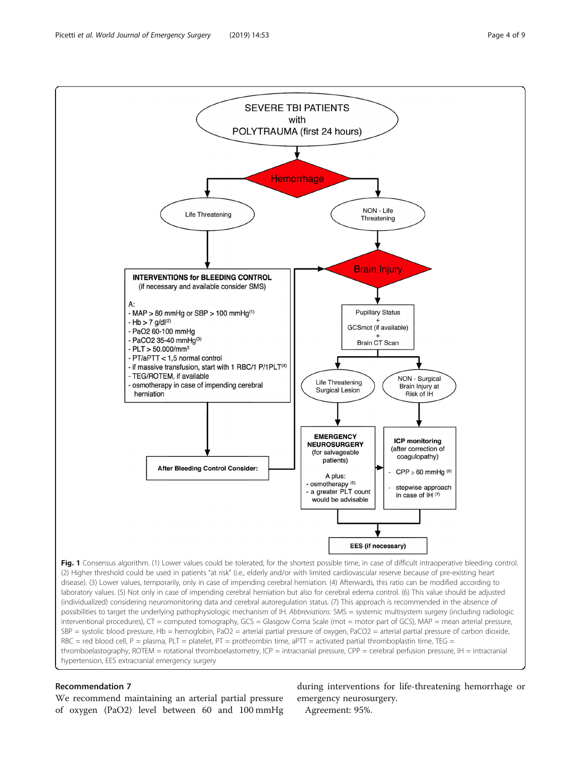SEVERE TBI PATIENTS with POLYTRAUMA (first 24 hours)

Hemorrhage

Life Threatening

NON - Life Threatening

**INTERVENTIONS for BLEEDING CONTROL**
(if necessary and available consider SMS)

A:
- MAP > 80 mmHg or SBP > 100 mmHg[(1)]
- Hb > 7 g/dl[(2)]
- PaO2 60-100 mmHg
- PaCO2 35-40 mmHg[(3)]
- PLT > 50.000/mm³
- PT/aPTT < 1,5 normal control
- if massive transfusion, start with 1 RBC/1 P/1PLT[(4)]
- TEG/ROTEM, if available
- osmotherapy in case of impending cerebral herniation

**After Bleeding Control Consider:**

Brain Injury

Pupillary Status + GCSmot (if available) + Brain CT Scan

Life Threatening Surgical Lesion

NON - Surgical Brain Injury at Risk of IH

**EMERGENCY NEUROSURGERY** (for salvageable patients)

A plus:
- osmotherapy [(5)]
- a greater PLT count would be advisable

**ICP monitoring** (after correction of coagulopathy)

- CPP ≥ 60 mmHg [(6)]
- stepwise approach in case of IH [(7)]

**EES (if necessary)**

**Fig. 1** Consensus algorithm. (1) Lower values could be tolerated, for the shortest possible time, in case of difficult intraoperative bleeding control. (2) Higher threshold could be used in patients "at risk" (i.e., elderly and/or with limited cardiovascular reserve because of pre-existing heart disease). (3) Lower values, temporarily, only in case of impending cerebral herniation. (4) Afterwards, this ratio can be modified according to laboratory values. (5) Not only in case of impending cerebral herniation but also for cerebral edema control. (6) This value should be adjusted (individualized) considering neuromonitoring data and cerebral autoregulation status. (7) This approach is recommended in the absence of possibilities to target the underlying pathophysiologic mechanism of IH. *Abbreviations:* SMS = systemic multisystem surgery (including radiologic interventional procedures), CT = computed tomography, GCS = Glasgow Coma Scale (mot = motor part of GCS), MAP = mean arterial pressure, SBP = systolic blood pressure, Hb = hemoglobin, PaO2 = arterial partial pressure of oxygen, PaCO2 = arterial partial pressure of carbon dioxide, RBC = red blood cell, P = plasma, PLT = platelet, PT = prothrombin time, aPTT = activated partial thromboplastin time, TEG = thromboelastography, ROTEM = rotational thromboelastometry, ICP = intracranial pressure, CPP = cerebral perfusion pressure, IH = intracranial hypertension, EES extracranial emergency surgery

## Recommendation 7

We recommend maintaining an arterial partial pressure of oxygen (PaO2) level between 60 and 100 mmHg during interventions for life-threatening hemorrhage or emergency neurosurgery.

Agreement: 95%.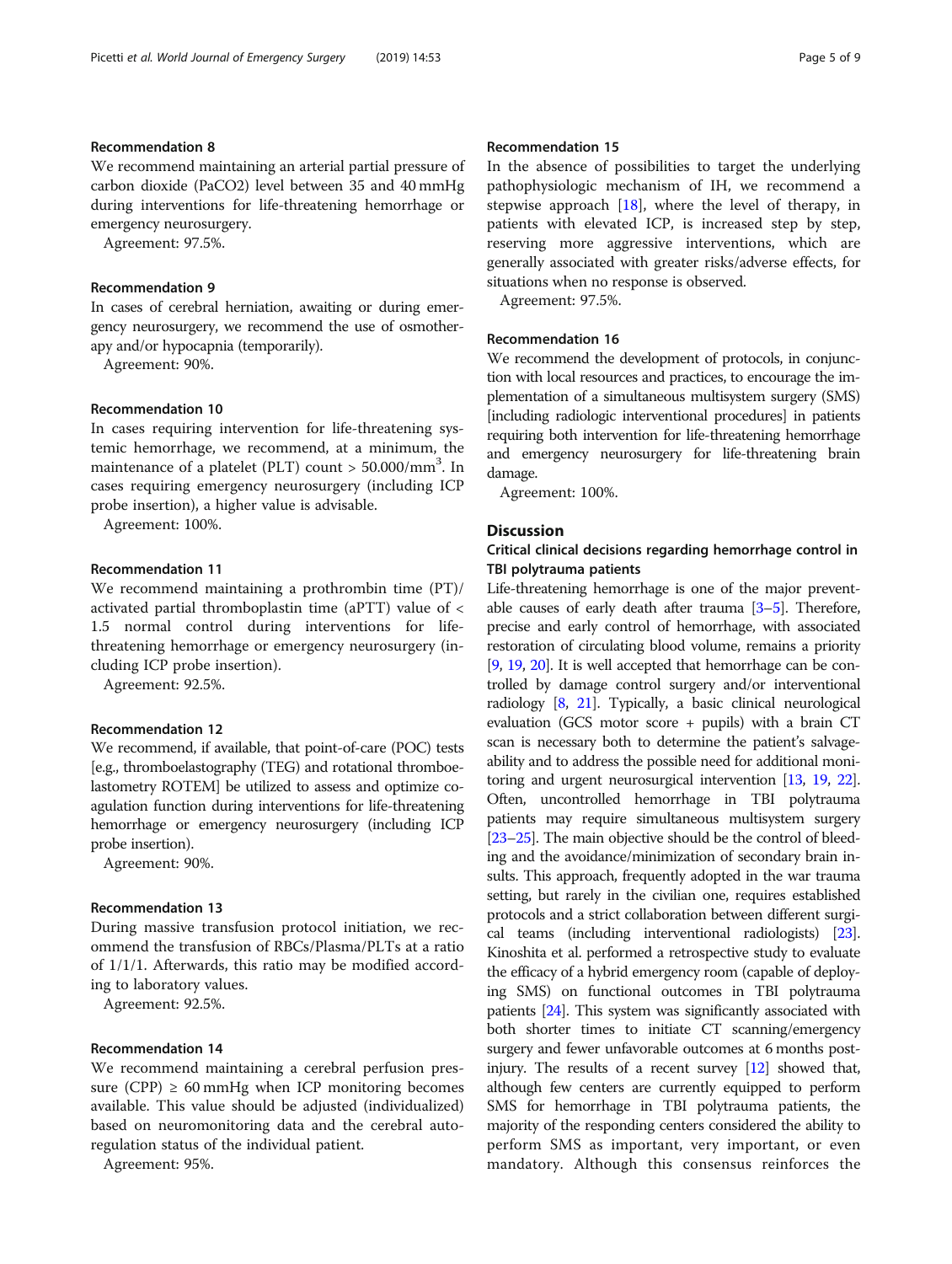### Recommendation 8

We recommend maintaining an arterial partial pressure of carbon dioxide ($PaCO_2$) level between 35 and 40 mmHg during interventions for life-threatening hemorrhage or emergency neurosurgery.

Agreement: 97.5%.

### Recommendation 9

In cases of cerebral herniation, awaiting or during emergency neurosurgery, we recommend the use of osmotherapy and/or hypocapnia (temporarily).

Agreement: 90%.

### Recommendation 10

In cases requiring intervention for life-threatening systemic hemorrhage, we recommend, at a minimum, the maintenance of a platelet (PLT) count > 50.000/mm$^3$. In cases requiring emergency neurosurgery (including ICP probe insertion), a higher value is advisable.

Agreement: 100%.

### Recommendation 11

We recommend maintaining a prothrombin time (PT)/activated partial thromboplastin time (aPTT) value of < 1.5 normal control during interventions for life-threatening hemorrhage or emergency neurosurgery (including ICP probe insertion).

Agreement: 92.5%.

### Recommendation 12

We recommend, if available, that point-of-care (POC) tests [e.g., thromboelastography (TEG) and rotational thromboelastometry ROTEM] be utilized to assess and optimize coagulation function during interventions for life-threatening hemorrhage or emergency neurosurgery (including ICP probe insertion).

Agreement: 90%.

### Recommendation 13

During massive transfusion protocol initiation, we recommend the transfusion of RBCs/Plasma/PLTs at a ratio of 1/1/1. Afterwards, this ratio may be modified according to laboratory values.

Agreement: 92.5%.

### Recommendation 14

We recommend maintaining a cerebral perfusion pressure (CPP) ≥ 60 mmHg when ICP monitoring becomes available. This value should be adjusted (individualized) based on neuromonitoring data and the cerebral autoregulation status of the individual patient.

Agreement: 95%.

### Recommendation 15

In the absence of possibilities to target the underlying pathophysiologic mechanism of IH, we recommend a stepwise approach [18], where the level of therapy, in patients with elevated ICP, is increased step by step, reserving more aggressive interventions, which are generally associated with greater risks/adverse effects, for situations when no response is observed.

Agreement: 97.5%.

### Recommendation 16

We recommend the development of protocols, in conjunction with local resources and practices, to encourage the implementation of a simultaneous multisystem surgery (SMS) [including radiologic interventional procedures] in patients requiring both intervention for life-threatening hemorrhage and emergency neurosurgery for life-threatening brain damage.

Agreement: 100%.

## Discussion

### Critical clinical decisions regarding hemorrhage control in TBI polytrauma patients

Life-threatening hemorrhage is one of the major preventable causes of early death after trauma [3–5]. Therefore, precise and early control of hemorrhage, with associated restoration of circulating blood volume, remains a priority [9, 19, 20]. It is well accepted that hemorrhage can be controlled by damage control surgery and/or interventional radiology [8, 21]. Typically, a basic clinical neurological evaluation (GCS motor score + pupils) with a brain CT scan is necessary both to determine the patient's salvageability and to address the possible need for additional monitoring and urgent neurosurgical intervention [13, 19, 22]. Often, uncontrolled hemorrhage in TBI polytrauma patients may require simultaneous multisystem surgery [23–25]. The main objective should be the control of bleeding and the avoidance/minimization of secondary brain insults. This approach, frequently adopted in the war trauma setting, but rarely in the civilian one, requires established protocols and a strict collaboration between different surgical teams (including interventional radiologists) [23]. Kinoshita et al. performed a retrospective study to evaluate the efficacy of a hybrid emergency room (capable of deploying SMS) on functional outcomes in TBI polytrauma patients [24]. This system was significantly associated with both shorter times to initiate CT scanning/emergency surgery and fewer unfavorable outcomes at 6 months post-injury. The results of a recent survey [12] showed that, although few centers are currently equipped to perform SMS for hemorrhage in TBI polytrauma patients, the majority of the responding centers considered the ability to perform SMS as important, very important, or even mandatory. Although this consensus reinforces the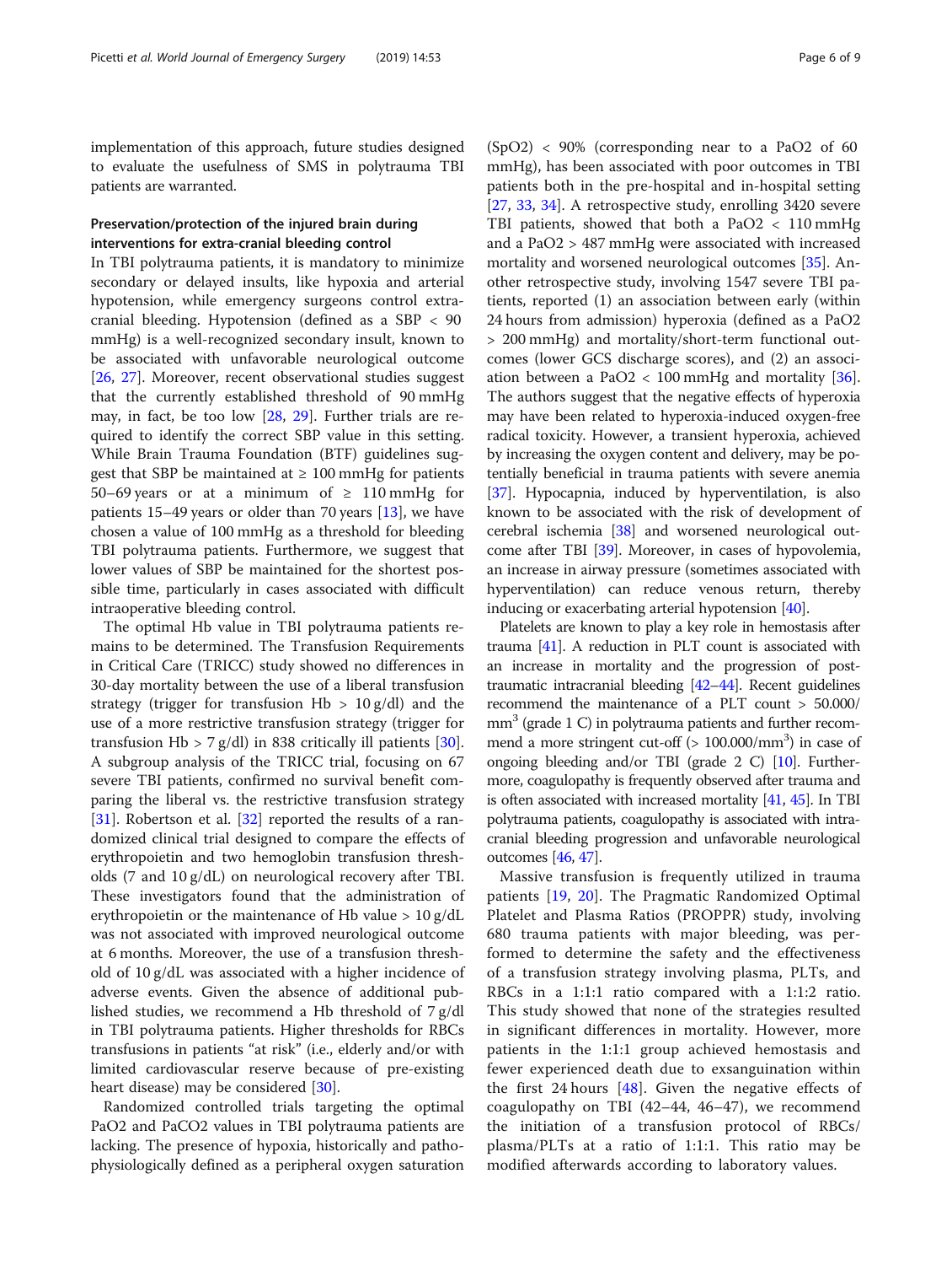implementation of this approach, future studies designed to evaluate the usefulness of SMS in polytrauma TBI patients are warranted.

### Preservation/protection of the injured brain during interventions for extra-cranial bleeding control

In TBI polytrauma patients, it is mandatory to minimize secondary or delayed insults, like hypoxia and arterial hypotension, while emergency surgeons control extra-cranial bleeding. Hypotension (defined as a SBP < 90 mmHg) is a well-recognized secondary insult, known to be associated with unfavorable neurological outcome [26, 27]. Moreover, recent observational studies suggest that the currently established threshold of 90 mmHg may, in fact, be too low [28, 29]. Further trials are required to identify the correct SBP value in this setting. While Brain Trauma Foundation (BTF) guidelines suggest that SBP be maintained at ≥ 100 mmHg for patients 50–69 years or at a minimum of ≥ 110 mmHg for patients 15–49 years or older than 70 years [13], we have chosen a value of 100 mmHg as a threshold for bleeding TBI polytrauma patients. Furthermore, we suggest that lower values of SBP be maintained for the shortest possible time, particularly in cases associated with difficult intraoperative bleeding control.

The optimal Hb value in TBI polytrauma patients remains to be determined. The Transfusion Requirements in Critical Care (TRICC) study showed no differences in 30-day mortality between the use of a liberal transfusion strategy (trigger for transfusion Hb > 10 g/dl) and the use of a more restrictive transfusion strategy (trigger for transfusion Hb > 7 g/dl) in 838 critically ill patients [30]. A subgroup analysis of the TRICC trial, focusing on 67 severe TBI patients, confirmed no survival benefit comparing the liberal vs. the restrictive transfusion strategy [31]. Robertson et al. [32] reported the results of a randomized clinical trial designed to compare the effects of erythropoietin and two hemoglobin transfusion thresholds (7 and 10 g/dL) on neurological recovery after TBI. These investigators found that the administration of erythropoietin or the maintenance of Hb value > 10 g/dL was not associated with improved neurological outcome at 6 months. Moreover, the use of a transfusion threshold of 10 g/dL was associated with a higher incidence of adverse events. Given the absence of additional published studies, we recommend a Hb threshold of 7 g/dl in TBI polytrauma patients. Higher thresholds for RBCs transfusions in patients "at risk" (i.e., elderly and/or with limited cardiovascular reserve because of pre-existing heart disease) may be considered [30].

Randomized controlled trials targeting the optimal PaO2 and PaCO2 values in TBI polytrauma patients are lacking. The presence of hypoxia, historically and pathophysiologically defined as a peripheral oxygen saturation (SpO2) < 90% (corresponding near to a PaO2 of 60 mmHg), has been associated with poor outcomes in TBI patients both in the pre-hospital and in-hospital setting [27, 33, 34]. A retrospective study, enrolling 3420 severe TBI patients, showed that both a PaO2 < 110 mmHg and a PaO2 > 487 mmHg were associated with increased mortality and worsened neurological outcomes [35]. Another retrospective study, involving 1547 severe TBI patients, reported (1) an association between early (within 24 hours from admission) hyperoxia (defined as a PaO2 > 200 mmHg) and mortality/short-term functional outcomes (lower GCS discharge scores), and (2) an association between a PaO2 < 100 mmHg and mortality [36]. The authors suggest that the negative effects of hyperoxia may have been related to hyperoxia-induced oxygen-free radical toxicity. However, a transient hyperoxia, achieved by increasing the oxygen content and delivery, may be potentially beneficial in trauma patients with severe anemia [37]. Hypocapnia, induced by hyperventilation, is also known to be associated with the risk of development of cerebral ischemia [38] and worsened neurological outcome after TBI [39]. Moreover, in cases of hypovolemia, an increase in airway pressure (sometimes associated with hyperventilation) can reduce venous return, thereby inducing or exacerbating arterial hypotension [40].

Platelets are known to play a key role in hemostasis after trauma [41]. A reduction in PLT count is associated with an increase in mortality and the progression of post-traumatic intracranial bleeding [42–44]. Recent guidelines recommend the maintenance of a PLT count > 50.000/mm$^3$ (grade 1 C) in polytrauma patients and further recommend a more stringent cut-off (> 100.000/mm$^3$) in case of ongoing bleeding and/or TBI (grade 2 C) [10]. Furthermore, coagulopathy is frequently observed after trauma and is often associated with increased mortality [41, 45]. In TBI polytrauma patients, coagulopathy is associated with intracranial bleeding progression and unfavorable neurological outcomes [46, 47].

Massive transfusion is frequently utilized in trauma patients [19, 20]. The Pragmatic Randomized Optimal Platelet and Plasma Ratios (PROPPR) study, involving 680 trauma patients with major bleeding, was performed to determine the safety and the effectiveness of a transfusion strategy involving plasma, PLTs, and RBCs in a 1:1:1 ratio compared with a 1:1:2 ratio. This study showed that none of the strategies resulted in significant differences in mortality. However, more patients in the 1:1:1 group achieved hemostasis and fewer experienced death due to exsanguination within the first 24 hours [48]. Given the negative effects of coagulopathy on TBI (42–44, 46–47), we recommend the initiation of a transfusion protocol of RBCs/plasma/PLTs at a ratio of 1:1:1. This ratio may be modified afterwards according to laboratory values.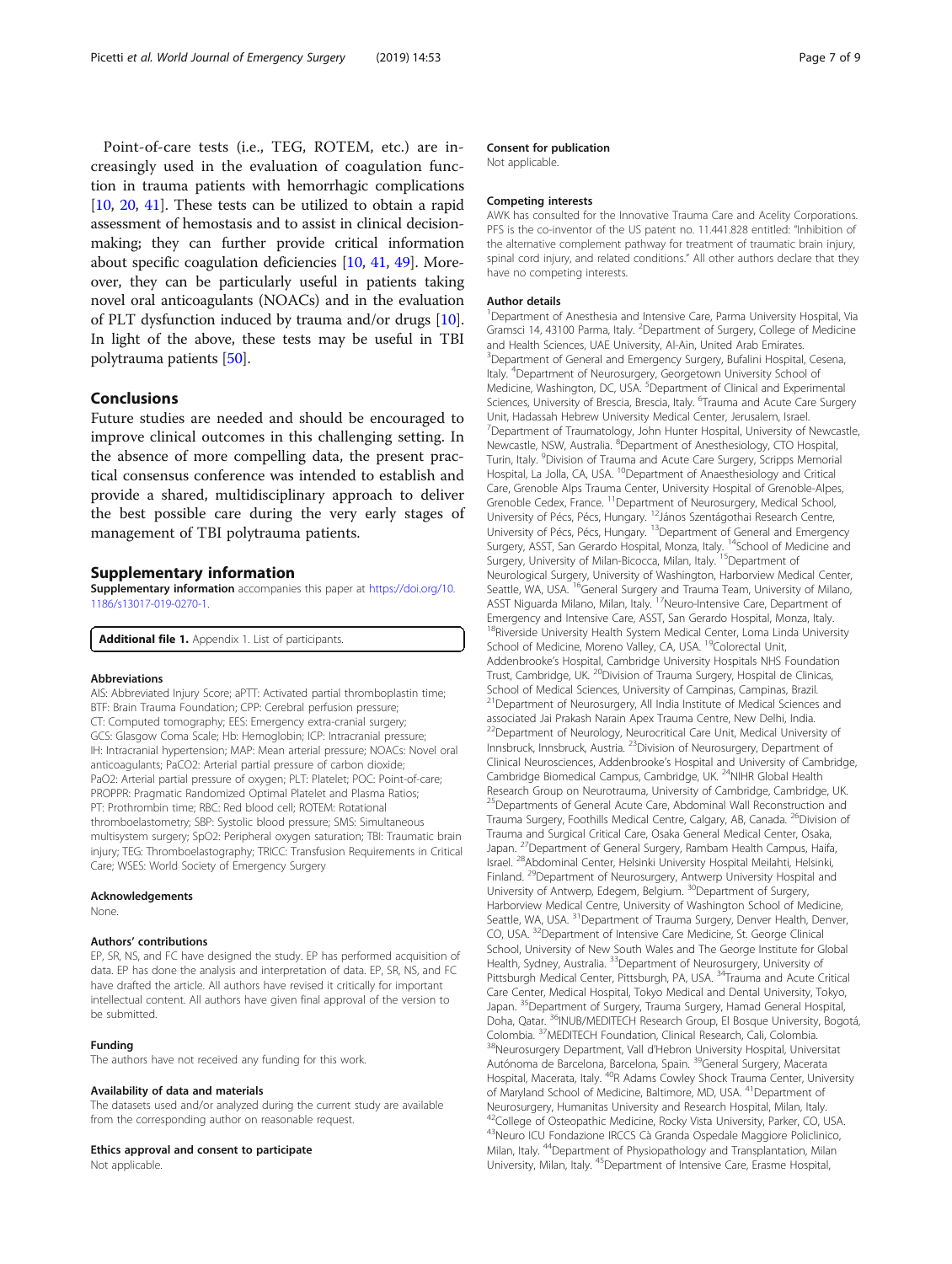Point-of-care tests (i.e., TEG, ROTEM, etc.) are increasingly used in the evaluation of coagulation function in trauma patients with hemorrhagic complications [10, 20, 41]. These tests can be utilized to obtain a rapid assessment of hemostasis and to assist in clinical decision-making; they can further provide critical information about specific coagulation deficiencies [10, 41, 49]. Moreover, they can be particularly useful in patients taking novel oral anticoagulants (NOACs) and in the evaluation of PLT dysfunction induced by trauma and/or drugs [10]. In light of the above, these tests may be useful in TBI polytrauma patients [50].

## Conclusions

Future studies are needed and should be encouraged to improve clinical outcomes in this challenging setting. In the absence of more compelling data, the present practical consensus conference was intended to establish and provide a shared, multidisciplinary approach to deliver the best possible care during the very early stages of management of TBI polytrauma patients.

## Supplementary information

**Supplementary information** accompanies this paper at https://doi.org/10.1186/s13017-019-0270-1.

**Additional file 1.** Appendix 1. List of participants.

#### Abbreviations

AIS: Abbreviated Injury Score; aPTT: Activated partial thromboplastin time; BTF: Brain Trauma Foundation; CPP: Cerebral perfusion pressure; CT: Computed tomography; EES: Emergency extra-cranial surgery; GCS: Glasgow Coma Scale; Hb: Hemoglobin; ICP: Intracranial pressure; IH: Intracranial hypertension; MAP: Mean arterial pressure; NOACs: Novel oral anticoagulants; PaCO2: Arterial partial pressure of carbon dioxide; PaO2: Arterial partial pressure of oxygen; PLT: Platelet; POC: Point-of-care; PROPPR: Pragmatic Randomized Optimal Platelet and Plasma Ratios; PT: Prothrombin time; RBC: Red blood cell; ROTEM: Rotational thromboelastometry; SBP: Systolic blood pressure; SMS: Simultaneous multisystem surgery; SpO2: Peripheral oxygen saturation; TBI: Traumatic brain injury; TEG: Thromboelastography; TRICC: Transfusion Requirements in Critical Care; WSES: World Society of Emergency Surgery

#### Acknowledgements

None.

#### Authors' contributions

EP, SR, NS, and FC have designed the study. EP has performed acquisition of data. EP has done the analysis and interpretation of data. EP, SR, NS, and FC have drafted the article. All authors have revised it critically for important intellectual content. All authors have given final approval of the version to be submitted.

#### Funding

The authors have not received any funding for this work.

#### Availability of data and materials

The datasets used and/or analyzed during the current study are available from the corresponding author on reasonable request.

#### Ethics approval and consent to participate

Not applicable.

#### Consent for publication

Not applicable.

#### Competing interests

AWK has consulted for the Innovative Trauma Care and Acelity Corporations. PFS is the co-inventor of the US patent no. 11.441.828 entitled: "Inhibition of the alternative complement pathway for treatment of traumatic brain injury, spinal cord injury, and related conditions." All other authors declare that they have no competing interests.

#### Author details

[1]Department of Anesthesia and Intensive Care, Parma University Hospital, Via Gramsci 14, 43100 Parma, Italy. [2]Department of Surgery, College of Medicine and Health Sciences, UAE University, Al-Ain, United Arab Emirates. [3]Department of General and Emergency Surgery, Bufalini Hospital, Cesena, Italy. [4]Department of Neurosurgery, Georgetown University School of Medicine, Washington, DC, USA. [5]Department of Clinical and Experimental Sciences, University of Brescia, Brescia, Italy. [6]Trauma and Acute Care Surgery Unit, Hadassah Hebrew University Medical Center, Jerusalem, Israel. [7]Department of Traumatology, John Hunter Hospital, University of Newcastle, Newcastle, NSW, Australia. [8]Department of Anesthesiology, CTO Hospital, Turin, Italy. [9]Division of Trauma and Acute Care Surgery, Scripps Memorial Hospital, La Jolla, CA, USA. [10]Department of Anaesthesiology and Critical Care, Grenoble Alps Trauma Center, University Hospital of Grenoble-Alpes, Grenoble Cedex, France. [11]Department of Neurosurgery, Medical School, University of Pécs, Pécs, Hungary. [12]János Szentágothai Research Centre, University of Pécs, Pécs, Hungary. [13]Department of General and Emergency Surgery, ASST, San Gerardo Hospital, Monza, Italy. [14]School of Medicine and Surgery, University of Milan-Bicocca, Milan, Italy. [15]Department of Neurological Surgery, University of Washington, Harborview Medical Center, Seattle, WA, USA. [16]General Surgery and Trauma Team, University of Milano, ASST Niguarda Milano, Milan, Italy. [17]Neuro-Intensive Care, Department of Emergency and Intensive Care, ASST, San Gerardo Hospital, Monza, Italy. [18]Riverside University Health System Medical Center, Loma Linda University School of Medicine, Moreno Valley, CA, USA. [19]Colorectal Unit, Addenbrooke's Hospital, Cambridge University Hospitals NHS Foundation Trust, Cambridge, UK. [20]Division of Trauma Surgery, Hospital de Clinicas, School of Medical Sciences, University of Campinas, Campinas, Brazil. [21]Department of Neurosurgery, All India Institute of Medical Sciences and associated Jai Prakash Narain Apex Trauma Centre, New Delhi, India. [22]Department of Neurology, Neurocritical Care Unit, Medical University of Innsbruck, Innsbruck, Austria. [23]Division of Neurosurgery, Department of Clinical Neurosciences, Addenbrooke's Hospital and University of Cambridge, Cambridge Biomedical Campus, Cambridge, UK. [24]NIHR Global Health Research Group on Neurotrauma, University of Cambridge, Cambridge, UK. [25]Departments of General Acute Care, Abdominal Wall Reconstruction and Trauma Surgery, Foothills Medical Centre, Calgary, AB, Canada. [26]Division of Trauma and Surgical Critical Care, Osaka General Medical Center, Osaka, Japan. [27]Department of General Surgery, Rambam Health Campus, Haifa, Israel. [28]Abdominal Center, Helsinki University Hospital Meilahti, Helsinki, Finland. [29]Department of Neurosurgery, Antwerp University Hospital and University of Antwerp, Edegem, Belgium. [30]Department of Surgery, Harborview Medical Centre, University of Washington School of Medicine, Seattle, WA, USA. [31]Department of Trauma Surgery, Denver Health, Denver, CO, USA. [32]Department of Intensive Care Medicine, St. George Clinical School, University of New South Wales and The George Institute for Global Health, Sydney, Australia. [33]Department of Neurosurgery, University of Pittsburgh Medical Center, Pittsburgh, PA, USA. [34]Trauma and Acute Critical Care Center, Medical Hospital, Tokyo Medical and Dental University, Tokyo, Japan. [35]Department of Surgery, Trauma Surgery, Hamad General Hospital, Doha, Qatar. [36]INUB/MEDITECH Research Group, El Bosque University, Bogotá, Colombia. [37]MEDITECH Foundation, Clinical Research, Cali, Colombia. [38]Neurosurgery Department, Vall d'Hebron University Hospital, Universitat Autònoma de Barcelona, Barcelona, Spain. [39]General Surgery, Macerata Hospital, Macerata, Italy. [40]R Adams Cowley Shock Trauma Center, University of Maryland School of Medicine, Baltimore, MD, USA. [41]Department of Neurosurgery, Humanitas University and Research Hospital, Milan, Italy. [42]College of Osteopathic Medicine, Rocky Vista University, Parker, CO, USA. [43]Neuro ICU Fondazione IRCCS Cà Granda Ospedale Maggiore Policlinico, Milan, Italy. [44]Department of Physiopathology and Transplantation, Milan University, Milan, Italy. [45]Department of Intensive Care, Erasme Hospital,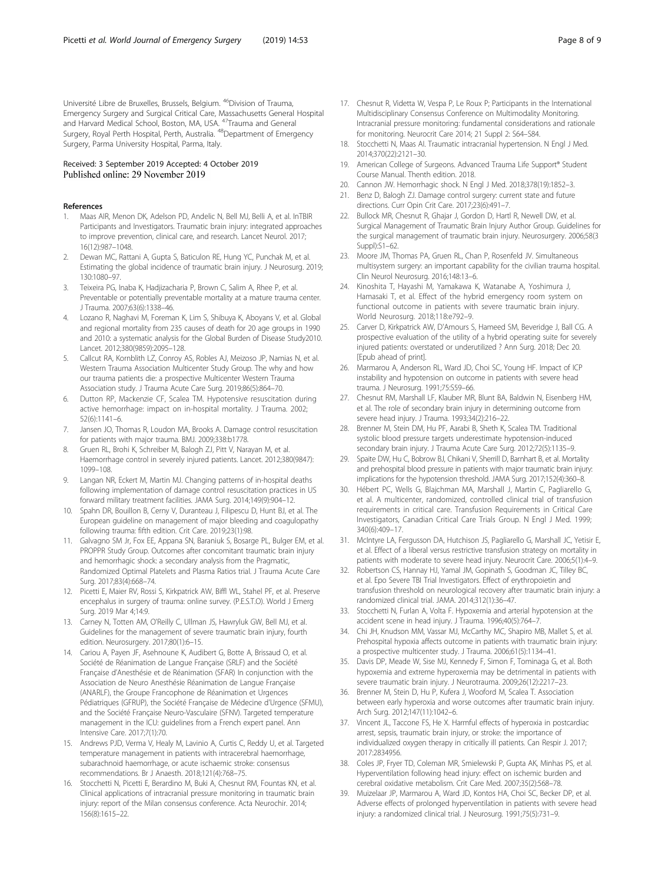Université Libre de Bruxelles, Brussels, Belgium. [46]Division of Trauma, Emergency Surgery and Surgical Critical Care, Massachusetts General Hospital and Harvard Medical School, Boston, MA, USA. [47]Trauma and General Surgery, Royal Perth Hospital, Perth, Australia. [48]Department of Emergency Surgery, Parma University Hospital, Parma, Italy.

Received: 3 September 2019 Accepted: 4 October 2019
Published online: 29 November 2019

## References

1. Maas AIR, Menon DK, Adelson PD, Andelic N, Bell MJ, Belli A, et al. InTBIR Participants and Investigators. Traumatic brain injury: integrated approaches to improve prevention, clinical care, and research. Lancet Neurol. 2017; 16(12):987–1048.
2. Dewan MC, Rattani A, Gupta S, Baticulon RE, Hung YC, Punchak M, et al. Estimating the global incidence of traumatic brain injury. J Neurosurg. 2019; 130:1080–97.
3. Teixeira PG, Inaba K, Hadjizacharia P, Brown C, Salim A, Rhee P, et al. Preventable or potentially preventable mortality at a mature trauma center. J Trauma. 2007;63(6):1338–46.
4. Lozano R, Naghavi M, Foreman K, Lim S, Shibuya K, Aboyans V, et al. Global and regional mortality from 235 causes of death for 20 age groups in 1990 and 2010: a systematic analysis for the Global Burden of Disease Study2010. Lancet. 2012;380(9859):2095–128.
5. Callcut RA, Kornblith LZ, Conroy AS, Robles AJ, Meizoso JP, Namias N, et al. Western Trauma Association Multicenter Study Group. The why and how our trauma patients die: a prospective Multicenter Western Trauma Association study. J Trauma Acute Care Surg. 2019;86(5):864–70.
6. Dutton RP, Mackenzie CF, Scalea TM. Hypotensive resuscitation during active hemorrhage: impact on in-hospital mortality. J Trauma. 2002; 52(6):1141–6.
7. Jansen JO, Thomas R, Loudon MA, Brooks A. Damage control resuscitation for patients with major trauma. BMJ. 2009;338:b1778.
8. Gruen RL, Brohi K, Schreiber M, Balogh ZJ, Pitt V, Narayan M, et al. Haemorrhage control in severely injured patients. Lancet. 2012;380(9847): 1099–108.
9. Langan NR, Eckert M, Martin MJ. Changing patterns of in-hospital deaths following implementation of damage control resuscitation practices in US forward military treatment facilities. JAMA Surg. 2014;149(9):904–12.
10. Spahn DR, Bouillon B, Cerny V, Duranteau J, Filipescu D, Hunt BJ, et al. The European guideline on management of major bleeding and coagulopathy following trauma: fifth edition. Crit Care. 2019;23(1):98.
11. Galvagno SM Jr, Fox EE, Appana SN, Baraniuk S, Bosarge PL, Bulger EM, et al. PROPPR Study Group. Outcomes after concomitant traumatic brain injury and hemorrhagic shock: a secondary analysis from the Pragmatic, Randomized Optimal Platelets and Plasma Ratios trial. J Trauma Acute Care Surg. 2017;83(4):668–74.
12. Picetti E, Maier RV, Rossi S, Kirkpatrick AW, Biffl WL, Stahel PF, et al. Preserve encephalus in surgery of trauma: online survey. (P.E.S.T.O). World J Emerg Surg. 2019 Mar 4;14:9.
13. Carney N, Totten AM, O'Reilly C, Ullman JS, Hawryluk GW, Bell MJ, et al. Guidelines for the management of severe traumatic brain injury, fourth edition. Neurosurgery. 2017;80(1):6–15.
14. Cariou A, Payen JF, Asehnoune K, Audibert G, Botte A, Brissaud O, et al. Société de Réanimation de Langue Française (SRLF) and the Société Française d'Anesthésie et de Réanimation (SFAR) In conjunction with the Association de Neuro Anesthésie Réanimation de Langue Française (ANARLF), the Groupe Francophone de Réanimation et Urgences Pédiatriques (GFRUP), the Société Française de Médecine d'Urgence (SFMU), and the Société Française Neuro-Vasculaire (SFNV). Targeted temperature management in the ICU: guidelines from a French expert panel. Ann Intensive Care. 2017;7(1):70.
15. Andrews PJD, Verma V, Healy M, Lavinio A, Curtis C, Reddy U, et al. Targeted temperature management in patients with intracerebral haemorrhage, subarachnoid haemorrhage, or acute ischaemic stroke: consensus recommendations. Br J Anaesth. 2018;121(4):768–75.
16. Stocchetti N, Picetti E, Berardino M, Buki A, Chesnut RM, Fountas KN, et al. Clinical applications of intracranial pressure monitoring in traumatic brain injury: report of the Milan consensus conference. Acta Neurochir. 2014; 156(8):1615–22.
17. Chesnut R, Videtta W, Vespa P, Le Roux P; Participants in the International Multidisciplinary Consensus Conference on Multimodality Monitoring. Intracranial pressure monitoring: fundamental considerations and rationale for monitoring. Neurocrit Care 2014; 21 Suppl 2: S64–S84.
18. Stocchetti N, Maas AI. Traumatic intracranial hypertension. N Engl J Med. 2014;370(22):2121–30.
19. American College of Surgeons. Advanced Trauma Life Support® Student Course Manual. Thenth edition. 2018.
20. Cannon JW. Hemorrhagic shock. N Engl J Med. 2018;378(19):1852–3.
21. Benz D, Balogh ZJ. Damage control surgery: current state and future directions. Curr Opin Crit Care. 2017;23(6):491–7.
22. Bullock MR, Chesnut R, Ghajar J, Gordon D, Hartl R, Newell DW, et al. Surgical Management of Traumatic Brain Injury Author Group. Guidelines for the surgical management of traumatic brain injury. Neurosurgery. 2006;58(3 Suppl):S1–62.
23. Moore JM, Thomas PA, Gruen RL, Chan P, Rosenfeld JV. Simultaneous multisystem surgery: an important capability for the civilian trauma hospital. Clin Neurol Neurosurg. 2016;148:13–6.
24. Kinoshita T, Hayashi M, Yamakawa K, Watanabe A, Yoshimura J, Hamasaki T, et al. Effect of the hybrid emergency room system on functional outcome in patients with severe traumatic brain injury. World Neurosurg. 2018;118:e792–9.
25. Carver D, Kirkpatrick AW, D'Amours S, Hameed SM, Beveridge J, Ball CG. A prospective evaluation of the utility of a hybrid operating suite for severely injured patients: overstated or underutilized ? Ann Surg. 2018; Dec 20. [Epub ahead of print].
26. Marmarou A, Anderson RL, Ward JD, Choi SC, Young HF. Impact of ICP instability and hypotension on outcome in patients with severe head trauma. J Neurosurg. 1991;75:S59–66.
27. Chesnut RM, Marshall LF, Klauber MR, Blunt BA, Baldwin N, Eisenberg HM, et al. The role of secondary brain injury in determining outcome from severe head injury. J Trauma. 1993;34(2):216–22.
28. Brenner M, Stein DM, Hu PF, Aarabi B, Sheth K, Scalea TM. Traditional systolic blood pressure targets underestimate hypotension-induced secondary brain injury. J Trauma Acute Care Surg. 2012;72(5):1135–9.
29. Spaite DW, Hu C, Bobrow BJ, Chikani V, Sherrill D, Barnhart B, et al. Mortality and prehospital blood pressure in patients with major traumatic brain injury: implications for the hypotension threshold. JAMA Surg. 2017;152(4):360–8.
30. Hébert PC, Wells G, Blajchman MA, Marshall J, Martin C, Pagliarello G, et al. A multicenter, randomized, controlled clinical trial of transfusion requirements in critical care. Transfusion Requirements in Critical Care Investigators, Canadian Critical Care Trials Group. N Engl J Med. 1999; 340(6):409–17.
31. McIntyre LA, Fergusson DA, Hutchison JS, Pagliarello G, Marshall JC, Yetisir E, et al. Effect of a liberal versus restrictive transfusion strategy on mortality in patients with moderate to severe head injury. Neurocrit Care. 2006;5(1):4–9.
32. Robertson CS, Hannay HJ, Yamal JM, Gopinath S, Goodman JC, Tilley BC, et al. Epo Severe TBI Trial Investigators. Effect of erythropoietin and transfusion threshold on neurological recovery after traumatic brain injury: a randomized clinical trial. JAMA. 2014;312(1):36–47.
33. Stocchetti N, Furlan A, Volta F. Hypoxemia and arterial hypotension at the accident scene in head injury. J Trauma. 1996;40(5):764–7.
34. Chi JH, Knudson MM, Vassar MJ, McCarthy MC, Shapiro MB, Mallet S, et al. Prehospital hypoxia affects outcome in patients with traumatic brain injury: a prospective multicenter study. J Trauma. 2006;61(5):1134–41.
35. Davis DP, Meade W, Sise MJ, Kennedy F, Simon F, Tominaga G, et al. Both hypoxemia and extreme hyperoxemia may be detrimental in patients with severe traumatic brain injury. J Neurotrauma. 2009;26(12):2217–23.
36. Brenner M, Stein D, Hu P, Kufera J, Wooford M, Scalea T. Association between early hyperoxia and worse outcomes after traumatic brain injury. Arch Surg. 2012;147(11):1042–6.
37. Vincent JL, Taccone FS, He X. Harmful effects of hyperoxia in postcardiac arrest, sepsis, traumatic brain injury, or stroke: the importance of individualized oxygen therapy in critically ill patients. Can Respir J. 2017; 2017:2834956.
38. Coles JP, Fryer TD, Coleman MR, Smielewski P, Gupta AK, Minhas PS, et al. Hyperventilation following head injury: effect on ischemic burden and cerebral oxidative metabolism. Crit Care Med. 2007;35(2):568–78.
39. Muizelaar JP, Marmarou A, Ward JD, Kontos HA, Choi SC, Becker DP, et al. Adverse effects of prolonged hyperventilation in patients with severe head injury: a randomized clinical trial. J Neurosurg. 1991;75(5):731–9.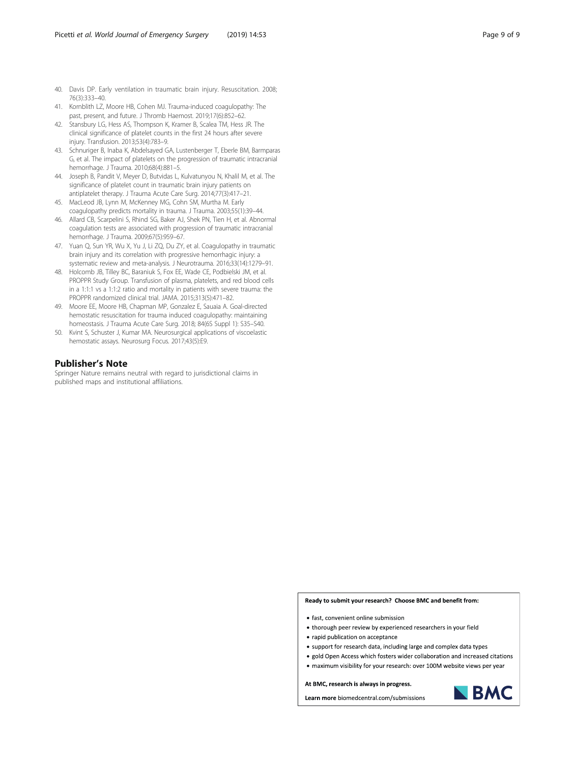40. Davis DP. Early ventilation in traumatic brain injury. Resuscitation. 2008;76(3):333–40.
41. Kornblith LZ, Moore HB, Cohen MJ. Trauma-induced coagulopathy: The past, present, and future. J Thromb Haemost. 2019;17(6):852–62.
42. Stansbury LG, Hess AS, Thompson K, Kramer B, Scalea TM, Hess JR. The clinical significance of platelet counts in the first 24 hours after severe injury. Transfusion. 2013;53(4):783–9.
43. Schnuriger B, Inaba K, Abdelsayed GA, Lustenberger T, Eberle BM, Barmparas G, et al. The impact of platelets on the progression of traumatic intracranial hemorrhage. J Trauma. 2010;68(4):881–5.
44. Joseph B, Pandit V, Meyer D, Butvidas L, Kulvatunyou N, Khalil M, et al. The significance of platelet count in traumatic brain injury patients on antiplatelet therapy. J Trauma Acute Care Surg. 2014;77(3):417–21.
45. MacLeod JB, Lynn M, McKenney MG, Cohn SM, Murtha M. Early coagulopathy predicts mortality in trauma. J Trauma. 2003;55(1):39–44.
46. Allard CB, Scarpelini S, Rhind SG, Baker AJ, Shek PN, Tien H, et al. Abnormal coagulation tests are associated with progression of traumatic intracranial hemorrhage. J Trauma. 2009;67(5):959–67.
47. Yuan Q, Sun YR, Wu X, Yu J, Li ZQ, Du ZY, et al. Coagulopathy in traumatic brain injury and its correlation with progressive hemorrhagic injury: a systematic review and meta-analysis. J Neurotrauma. 2016;33(14):1279–91.
48. Holcomb JB, Tilley BC, Baraniuk S, Fox EE, Wade CE, Podbielski JM, et al. PROPPR Study Group. Transfusion of plasma, platelets, and red blood cells in a 1:1:1 vs a 1:1:2 ratio and mortality in patients with severe trauma: the PROPPR randomized clinical trial. JAMA. 2015;313(5):471–82.
49. Moore EE, Moore HB, Chapman MP, Gonzalez E, Sauaia A. Goal-directed hemostatic resuscitation for trauma induced coagulopathy: maintaining homeostasis. J Trauma Acute Care Surg. 2018; 84(6S Suppl 1): S35–S40.
50. Kvint S, Schuster J, Kumar MA. Neurosurgical applications of viscoelastic hemostatic assays. Neurosurg Focus. 2017;43(5):E9.

## Publisher's Note

Springer Nature remains neutral with regard to jurisdictional claims in published maps and institutional affiliations.

**Ready to submit your research? Choose BMC and benefit from:**

- fast, convenient online submission
- thorough peer review by experienced researchers in your field
- rapid publication on acceptance
- support for research data, including large and complex data types
- gold Open Access which fosters wider collaboration and increased citations
- maximum visibility for your research: over 100M website views per year

**At BMC, research is always in progress.**

**Learn more** biomedcentral.com/submissions

BMC